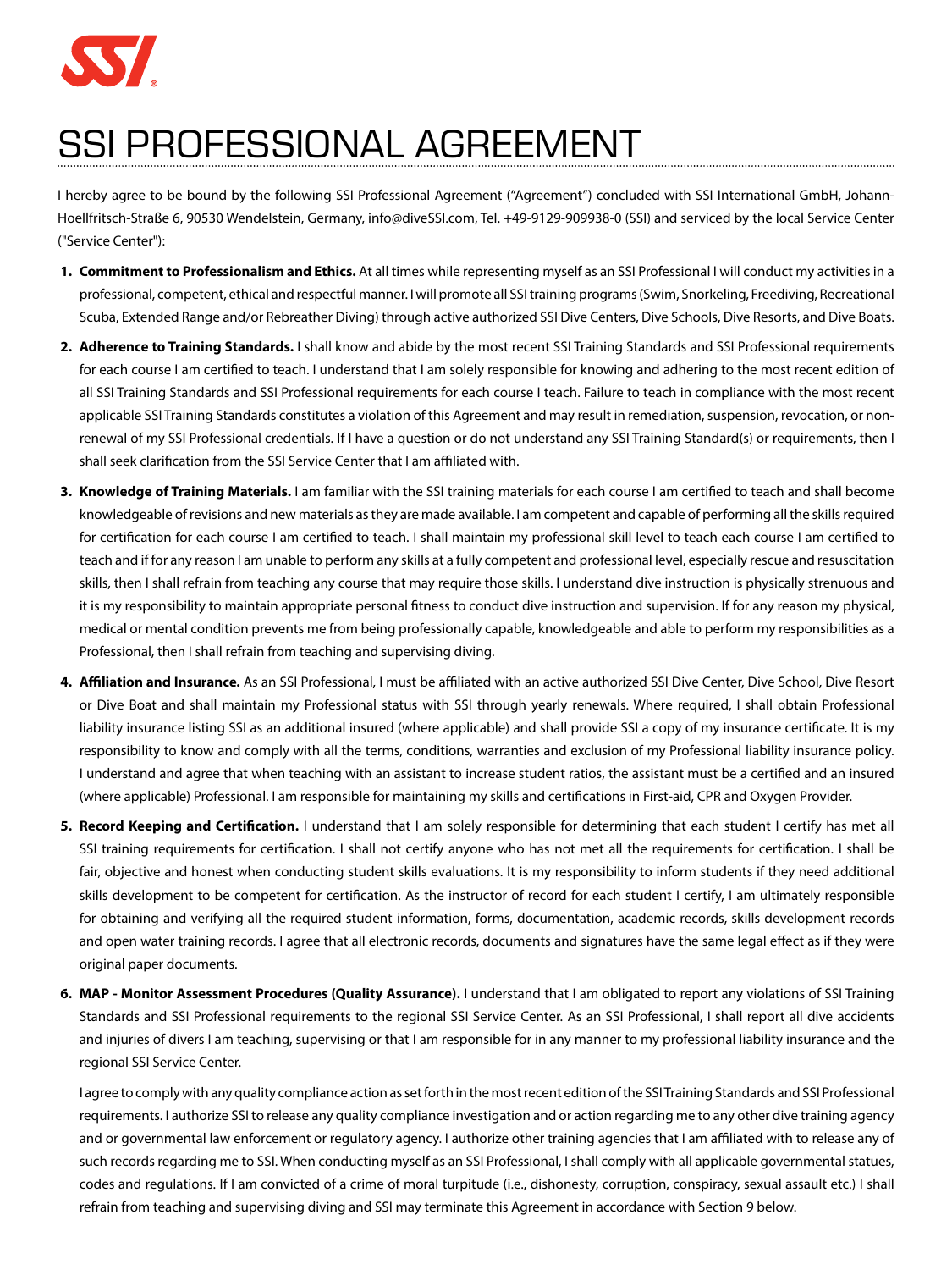# SSI PROFESSIONAL AGREEMENT

I hereby agree to be bound by the following SSI Professional Agreement ("Agreement") concluded with SSI International GmbH, Johann-Hoellfritsch-Straße 6, 90530 Wendelstein, Germany, info@diveSSI.com, Tel. +49-9129-909938-0 (SSI) and serviced by the local Service Center ("Service Center"):

1. **Commitment to Professionalism and Ethics.** At all times while representing myself as an SSI Professional I will conduct my activities in a professional, competent, ethical and respectful manner. I will promote all SSI training programs (Swim, Snorkeling, Freediving, Recreational Scuba, Extended Range and/or Rebreather Diving) through active authorized SSI Dive Centers, Dive Schools, Dive Resorts, and Dive Boats.

2. **Adherence to Training Standards.** I shall know and abide by the most recent SSI Training Standards and SSI Professional requirements for each course I am certified to teach. I understand that I am solely responsible for knowing and adhering to the most recent edition of all SSI Training Standards and SSI Professional requirements for each course I teach. Failure to teach in compliance with the most recent applicable SSI Training Standards constitutes a violation of this Agreement and may result in remediation, suspension, revocation, or non-renewal of my SSI Professional credentials. If I have a question or do not understand any SSI Training Standard(s) or requirements, then I shall seek clarification from the SSI Service Center that I am affiliated with.

3. **Knowledge of Training Materials.** I am familiar with the SSI training materials for each course I am certified to teach and shall become knowledgeable of revisions and new materials as they are made available. I am competent and capable of performing all the skills required for certification for each course I am certified to teach. I shall maintain my professional skill level to teach each course I am certified to teach and if for any reason I am unable to perform any skills at a fully competent and professional level, especially rescue and resuscitation skills, then I shall refrain from teaching any course that may require those skills. I understand dive instruction is physically strenuous and it is my responsibility to maintain appropriate personal fitness to conduct dive instruction and supervision. If for any reason my physical, medical or mental condition prevents me from being professionally capable, knowledgeable and able to perform my responsibilities as a Professional, then I shall refrain from teaching and supervising diving.

4. **Affiliation and Insurance.** As an SSI Professional, I must be affiliated with an active authorized SSI Dive Center, Dive School, Dive Resort or Dive Boat and shall maintain my Professional status with SSI through yearly renewals. Where required, I shall obtain Professional liability insurance listing SSI as an additional insured (where applicable) and shall provide SSI a copy of my insurance certificate. It is my responsibility to know and comply with all the terms, conditions, warranties and exclusion of my Professional liability insurance policy. I understand and agree that when teaching with an assistant to increase student ratios, the assistant must be a certified and an insured (where applicable) Professional. I am responsible for maintaining my skills and certifications in First-aid, CPR and Oxygen Provider.

5. **Record Keeping and Certification.** I understand that I am solely responsible for determining that each student I certify has met all SSI training requirements for certification. I shall not certify anyone who has not met all the requirements for certification. I shall be fair, objective and honest when conducting student skills evaluations. It is my responsibility to inform students if they need additional skills development to be competent for certification. As the instructor of record for each student I certify, I am ultimately responsible for obtaining and verifying all the required student information, forms, documentation, academic records, skills development records and open water training records. I agree that all electronic records, documents and signatures have the same legal effect as if they were original paper documents.

6. **MAP - Monitor Assessment Procedures (Quality Assurance).** I understand that I am obligated to report any violations of SSI Training Standards and SSI Professional requirements to the regional SSI Service Center. As an SSI Professional, I shall report all dive accidents and injuries of divers I am teaching, supervising or that I am responsible for in any manner to my professional liability insurance and the regional SSI Service Center.

   I agree to comply with any quality compliance action as set forth in the most recent edition of the SSI Training Standards and SSI Professional requirements. I authorize SSI to release any quality compliance investigation and or action regarding me to any other dive training agency and or governmental law enforcement or regulatory agency. I authorize other training agencies that I am affiliated with to release any of such records regarding me to SSI. When conducting myself as an SSI Professional, I shall comply with all applicable governmental statues, codes and regulations. If I am convicted of a crime of moral turpitude (i.e., dishonesty, corruption, conspiracy, sexual assault etc.) I shall refrain from teaching and supervising diving and SSI may terminate this Agreement in accordance with Section 9 below.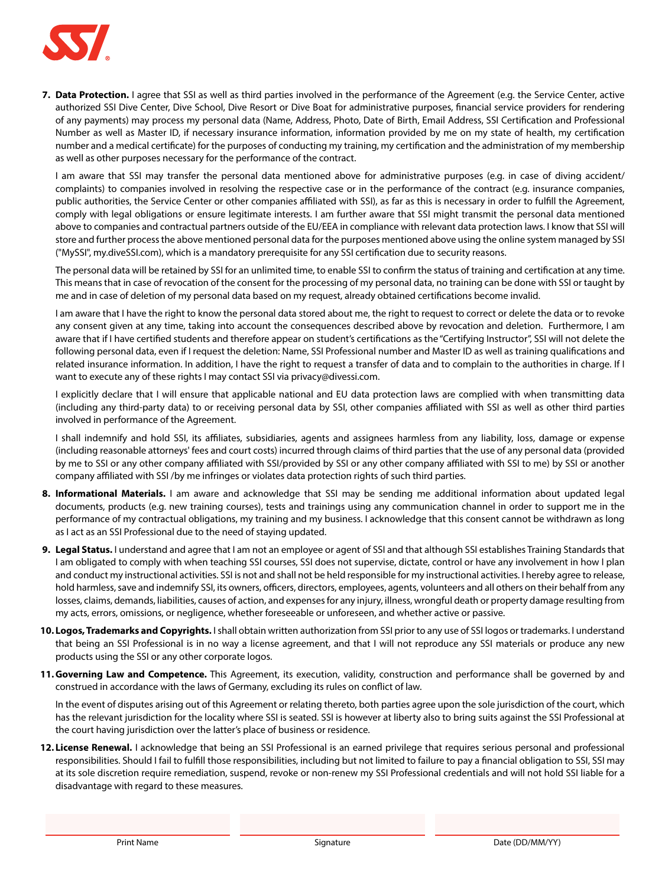7. **Data Protection.** I agree that SSI as well as third parties involved in the performance of the Agreement (e.g. the Service Center, active authorized SSI Dive Center, Dive School, Dive Resort or Dive Boat for administrative purposes, financial service providers for rendering of any payments) may process my personal data (Name, Address, Photo, Date of Birth, Email Address, SSI Certification and Professional Number as well as Master ID, if necessary insurance information, information provided by me on my state of health, my certification number and a medical certificate) for the purposes of conducting my training, my certification and the administration of my membership as well as other purposes necessary for the performance of the contract.

   I am aware that SSI may transfer the personal data mentioned above for administrative purposes (e.g. in case of diving accident/ complaints) to companies involved in resolving the respective case or in the performance of the contract (e.g. insurance companies, public authorities, the Service Center or other companies affiliated with SSI), as far as this is necessary in order to fulfill the Agreement, comply with legal obligations or ensure legitimate interests. I am further aware that SSI might transmit the personal data mentioned above to companies and contractual partners outside of the EU/EEA in compliance with relevant data protection laws. I know that SSI will store and further process the above mentioned personal data for the purposes mentioned above using the online system managed by SSI ("MySSI", my.diveSSI.com), which is a mandatory prerequisite for any SSI certification due to security reasons.

   The personal data will be retained by SSI for an unlimited time, to enable SSI to confirm the status of training and certification at any time. This means that in case of revocation of the consent for the processing of my personal data, no training can be done with SSI or taught by me and in case of deletion of my personal data based on my request, already obtained certifications become invalid.

   I am aware that I have the right to know the personal data stored about me, the right to request to correct or delete the data or to revoke any consent given at any time, taking into account the consequences described above by revocation and deletion. Furthermore, I am aware that if I have certified students and therefore appear on student's certifications as the "Certifying Instructor", SSI will not delete the following personal data, even if I request the deletion: Name, SSI Professional number and Master ID as well as training qualifications and related insurance information. In addition, I have the right to request a transfer of data and to complain to the authorities in charge. If I want to execute any of these rights I may contact SSI via privacy@divessi.com.

   I explicitly declare that I will ensure that applicable national and EU data protection laws are complied with when transmitting data (including any third-party data) to or receiving personal data by SSI, other companies affiliated with SSI as well as other third parties involved in performance of the Agreement.

   I shall indemnify and hold SSI, its affiliates, subsidiaries, agents and assignees harmless from any liability, loss, damage or expense (including reasonable attorneys' fees and court costs) incurred through claims of third parties that the use of any personal data (provided by me to SSI or any other company affiliated with SSI/provided by SSI or any other company affiliated with SSI to me) by SSI or another company affiliated with SSI /by me infringes or violates data protection rights of such third parties.

8. **Informational Materials.** I am aware and acknowledge that SSI may be sending me additional information about updated legal documents, products (e.g. new training courses), tests and trainings using any communication channel in order to support me in the performance of my contractual obligations, my training and my business. I acknowledge that this consent cannot be withdrawn as long as I act as an SSI Professional due to the need of staying updated.

9. **Legal Status.** I understand and agree that I am not an employee or agent of SSI and that although SSI establishes Training Standards that I am obligated to comply with when teaching SSI courses, SSI does not supervise, dictate, control or have any involvement in how I plan and conduct my instructional activities. SSI is not and shall not be held responsible for my instructional activities. I hereby agree to release, hold harmless, save and indemnify SSI, its owners, officers, directors, employees, agents, volunteers and all others on their behalf from any losses, claims, demands, liabilities, causes of action, and expenses for any injury, illness, wrongful death or property damage resulting from my acts, errors, omissions, or negligence, whether foreseeable or unforeseen, and whether active or passive.

10. **Logos, Trademarks and Copyrights.** I shall obtain written authorization from SSI prior to any use of SSI logos or trademarks. I understand that being an SSI Professional is in no way a license agreement, and that I will not reproduce any SSI materials or produce any new products using the SSI or any other corporate logos.

11. **Governing Law and Competence.** This Agreement, its execution, validity, construction and performance shall be governed by and construed in accordance with the laws of Germany, excluding its rules on conflict of law.

    In the event of disputes arising out of this Agreement or relating thereto, both parties agree upon the sole jurisdiction of the court, which has the relevant jurisdiction for the locality where SSI is seated. SSI is however at liberty also to bring suits against the SSI Professional at the court having jurisdiction over the latter's place of business or residence.

12. **License Renewal.** I acknowledge that being an SSI Professional is an earned privilege that requires serious personal and professional responsibilities. Should I fail to fulfill those responsibilities, including but not limited to failure to pay a financial obligation to SSI, SSI may at its sole discretion require remediation, suspend, revoke or non-renew my SSI Professional credentials and will not hold SSI liable for a disadvantage with regard to these measures.

| | | |
|---|---|---|
| Print Name | Signature | Date (DD/MM/YY) |